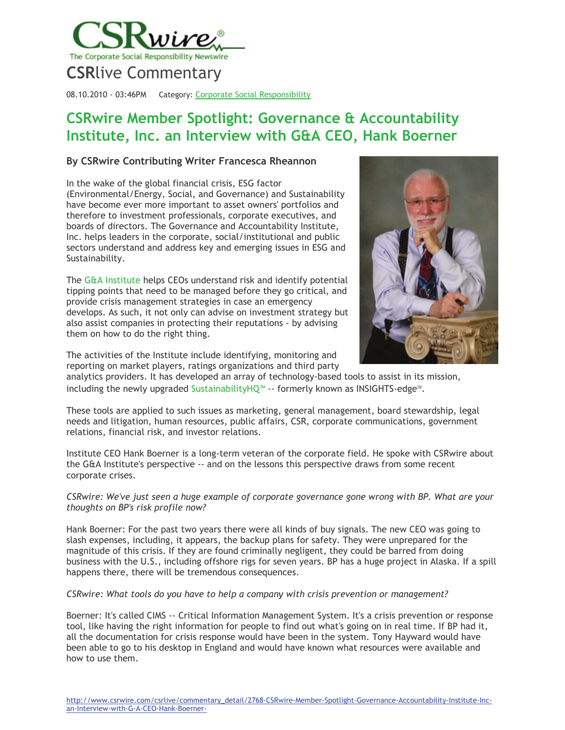CSRwire®
The Corporate Social Responsibility Newswire

# CSRlive Commentary

08.10.2010 - 03:46PM Category: Corporate Social Responsibility

## CSRwire Member Spotlight: Governance & Accountability Institute, Inc. an Interview with G&A CEO, Hank Boerner

**By CSRwire Contributing Writer Francesca Rheannon**

In the wake of the global financial crisis, ESG factor (Environmental/Energy, Social, and Governance) and Sustainability have become ever more important to asset owners' portfolios and therefore to investment professionals, corporate executives, and boards of directors. The Governance and Accountability Institute, Inc. helps leaders in the corporate, social/institutional and public sectors understand and address key and emerging issues in ESG and Sustainability.

The G&A Institute helps CEOs understand risk and identify potential tipping points that need to be managed before they go critical, and provide crisis management strategies in case an emergency develops. As such, it not only can advise on investment strategy but also assist companies in protecting their reputations - by advising them on how to do the right thing.

The activities of the Institute include identifying, monitoring and reporting on market players, ratings organizations and third party analytics providers. It has developed an array of technology-based tools to assist in its mission, including the newly upgraded SustainabilityHQ™ -- formerly known as INSIGHTS-edge℠.

These tools are applied to such issues as marketing, general management, board stewardship, legal needs and litigation, human resources, public affairs, CSR, corporate communications, government relations, financial risk, and investor relations.

Institute CEO Hank Boerner is a long-term veteran of the corporate field. He spoke with CSRwire about the G&A Institute's perspective -- and on the lessons this perspective draws from some recent corporate crises.

*CSRwire: We've just seen a huge example of corporate governance gone wrong with BP. What are your thoughts on BP's risk profile now?*

Hank Boerner: For the past two years there were all kinds of buy signals. The new CEO was going to slash expenses, including, it appears, the backup plans for safety. They were unprepared for the magnitude of this crisis. If they are found criminally negligent, they could be barred from doing business with the U.S., including offshore rigs for seven years. BP has a huge project in Alaska. If a spill happens there, there will be tremendous consequences.

*CSRwire: What tools do you have to help a company with crisis prevention or management?*

Boerner: It's called CIMS -- Critical Information Management System. It's a crisis prevention or response tool, like having the right information for people to find out what's going on in real time. If BP had it, all the documentation for crisis response would have been in the system. Tony Hayward would have been able to go to his desktop in England and would have known what resources were available and how to use them.

http://www.csrwire.com/csrlive/commentary_detail/2768-CSRwire-Member-Spotlight-Governance-Accountability-Institute-Inc-an-Interview-with-G-A-CEO-Hank-Boerner-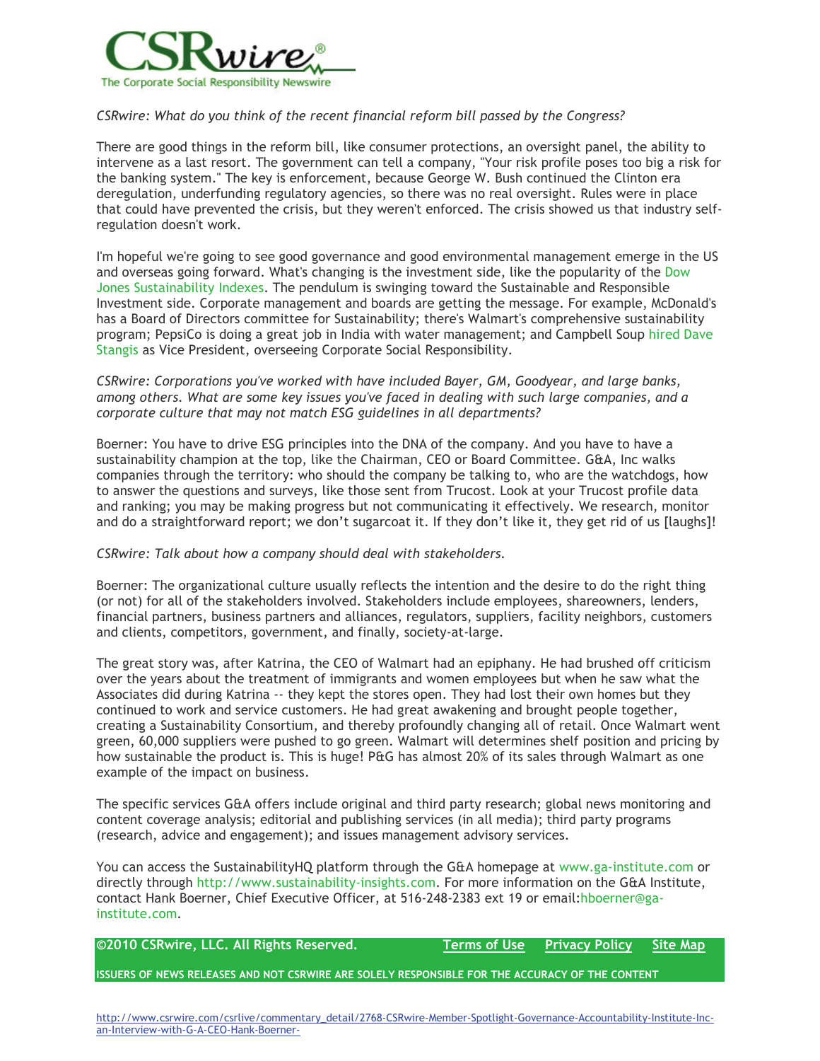*CSRwire: What do you think of the recent financial reform bill passed by the Congress?*

There are good things in the reform bill, like consumer protections, an oversight panel, the ability to intervene as a last resort. The government can tell a company, "Your risk profile poses too big a risk for the banking system." The key is enforcement, because George W. Bush continued the Clinton era deregulation, underfunding regulatory agencies, so there was no real oversight. Rules were in place that could have prevented the crisis, but they weren't enforced. The crisis showed us that industry self-regulation doesn't work.

I'm hopeful we're going to see good governance and good environmental management emerge in the US and overseas going forward. What's changing is the investment side, like the popularity of the Dow Jones Sustainability Indexes. The pendulum is swinging toward the Sustainable and Responsible Investment side. Corporate management and boards are getting the message. For example, McDonald's has a Board of Directors committee for Sustainability; there's Walmart's comprehensive sustainability program; PepsiCo is doing a great job in India with water management; and Campbell Soup hired Dave Stangis as Vice President, overseeing Corporate Social Responsibility.

*CSRwire: Corporations you've worked with have included Bayer, GM, Goodyear, and large banks, among others. What are some key issues you've faced in dealing with such large companies, and a corporate culture that may not match ESG guidelines in all departments?*

Boerner: You have to drive ESG principles into the DNA of the company. And you have to have a sustainability champion at the top, like the Chairman, CEO or Board Committee. G&A, Inc walks companies through the territory: who should the company be talking to, who are the watchdogs, how to answer the questions and surveys, like those sent from Trucost. Look at your Trucost profile data and ranking; you may be making progress but not communicating it effectively. We research, monitor and do a straightforward report; we don't sugarcoat it. If they don't like it, they get rid of us [laughs]!

*CSRwire: Talk about how a company should deal with stakeholders.*

Boerner: The organizational culture usually reflects the intention and the desire to do the right thing (or not) for all of the stakeholders involved. Stakeholders include employees, shareowners, lenders, financial partners, business partners and alliances, regulators, suppliers, facility neighbors, customers and clients, competitors, government, and finally, society-at-large.

The great story was, after Katrina, the CEO of Walmart had an epiphany. He had brushed off criticism over the years about the treatment of immigrants and women employees but when he saw what the Associates did during Katrina -- they kept the stores open. They had lost their own homes but they continued to work and service customers. He had great awakening and brought people together, creating a Sustainability Consortium, and thereby profoundly changing all of retail. Once Walmart went green, 60,000 suppliers were pushed to go green. Walmart will determines shelf position and pricing by how sustainable the product is. This is huge! P&G has almost 20% of its sales through Walmart as one example of the impact on business.

The specific services G&A offers include original and third party research; global news monitoring and content coverage analysis; editorial and publishing services (in all media); third party programs (research, advice and engagement); and issues management advisory services.

You can access the SustainabilityHQ platform through the G&A homepage at www.ga-institute.com or directly through http://www.sustainability-insights.com. For more information on the G&A Institute, contact Hank Boerner, Chief Executive Officer, at 516-248-2383 ext 19 or email:hboerner@ga-institute.com.

**©2010 CSRwire, LLC. All Rights Reserved.** **Terms of Use** **Privacy Policy** **Site Map**

**ISSUERS OF NEWS RELEASES AND NOT CSRWIRE ARE SOLELY RESPONSIBLE FOR THE ACCURACY OF THE CONTENT**